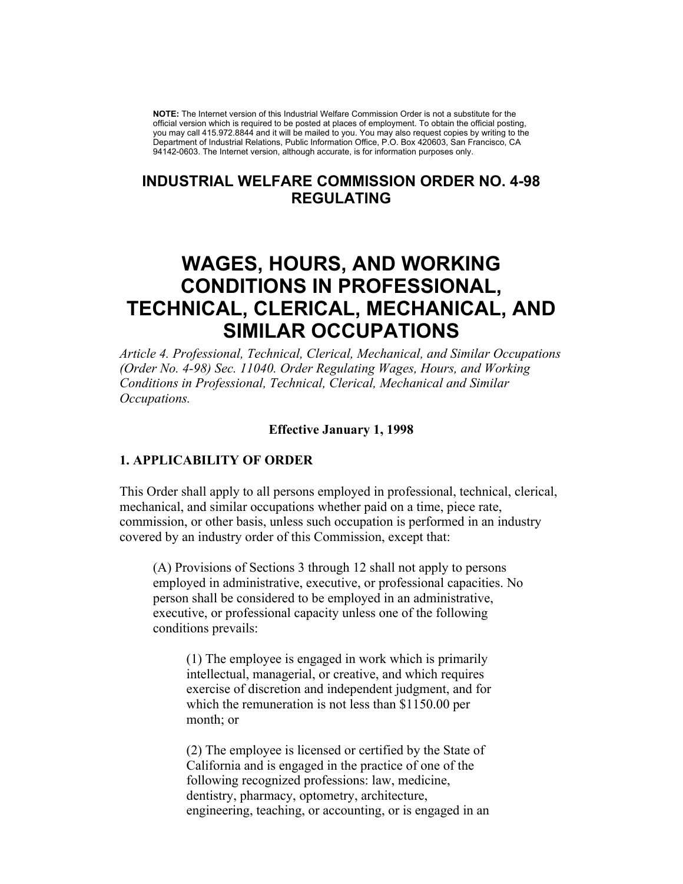**NOTE:** The Internet version of this Industrial Welfare Commission Order is not a substitute for the official version which is required to be posted at places of employment. To obtain the official posting, you may call 415.972.8844 and it will be mailed to you. You may also request copies by writing to the Department of Industrial Relations, Public Information Office, P.O. Box 420603, San Francisco, CA 94142-0603. The Internet version, although accurate, is for information purposes only.

## INDUSTRIAL WELFARE COMMISSION ORDER NO. 4-98 REGULATING

# WAGES, HOURS, AND WORKING CONDITIONS IN PROFESSIONAL, TECHNICAL, CLERICAL, MECHANICAL, AND SIMILAR OCCUPATIONS

*Article 4. Professional, Technical, Clerical, Mechanical, and Similar Occupations (Order No. 4-98) Sec. 11040. Order Regulating Wages, Hours, and Working Conditions in Professional, Technical, Clerical, Mechanical and Similar Occupations.*

**Effective January 1, 1998**

### 1. APPLICABILITY OF ORDER

This Order shall apply to all persons employed in professional, technical, clerical, mechanical, and similar occupations whether paid on a time, piece rate, commission, or other basis, unless such occupation is performed in an industry covered by an industry order of this Commission, except that:

(A) Provisions of Sections 3 through 12 shall not apply to persons employed in administrative, executive, or professional capacities. No person shall be considered to be employed in an administrative, executive, or professional capacity unless one of the following conditions prevails:

(1) The employee is engaged in work which is primarily intellectual, managerial, or creative, and which requires exercise of discretion and independent judgment, and for which the remuneration is not less than $1150.00 per month; or

(2) The employee is licensed or certified by the State of California and is engaged in the practice of one of the following recognized professions: law, medicine, dentistry, pharmacy, optometry, architecture, engineering, teaching, or accounting, or is engaged in an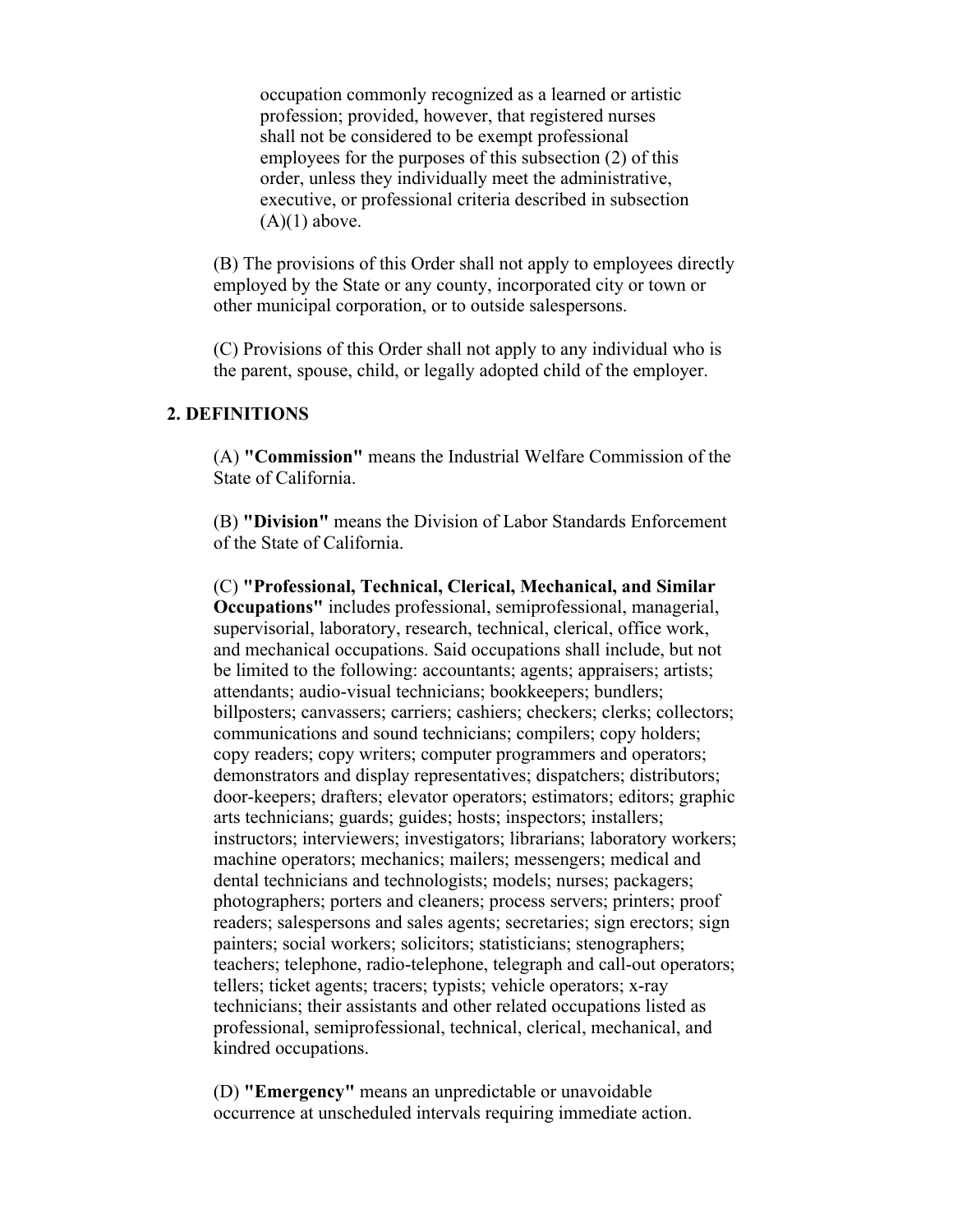occupation commonly recognized as a learned or artistic profession; provided, however, that registered nurses shall not be considered to be exempt professional employees for the purposes of this subsection (2) of this order, unless they individually meet the administrative, executive, or professional criteria described in subsection (A)(1) above.

(B) The provisions of this Order shall not apply to employees directly employed by the State or any county, incorporated city or town or other municipal corporation, or to outside salespersons.

(C) Provisions of this Order shall not apply to any individual who is the parent, spouse, child, or legally adopted child of the employer.

## 2. DEFINITIONS

(A) **"Commission"** means the Industrial Welfare Commission of the State of California.

(B) **"Division"** means the Division of Labor Standards Enforcement of the State of California.

(C) **"Professional, Technical, Clerical, Mechanical, and Similar Occupations"** includes professional, semiprofessional, managerial, supervisorial, laboratory, research, technical, clerical, office work, and mechanical occupations. Said occupations shall include, but not be limited to the following: accountants; agents; appraisers; artists; attendants; audio-visual technicians; bookkeepers; bundlers; billposters; canvassers; carriers; cashiers; checkers; clerks; collectors; communications and sound technicians; compilers; copy holders; copy readers; copy writers; computer programmers and operators; demonstrators and display representatives; dispatchers; distributors; door-keepers; drafters; elevator operators; estimators; editors; graphic arts technicians; guards; guides; hosts; inspectors; installers; instructors; interviewers; investigators; librarians; laboratory workers; machine operators; mechanics; mailers; messengers; medical and dental technicians and technologists; models; nurses; packagers; photographers; porters and cleaners; process servers; printers; proof readers; salespersons and sales agents; secretaries; sign erectors; sign painters; social workers; solicitors; statisticians; stenographers; teachers; telephone, radio-telephone, telegraph and call-out operators; tellers; ticket agents; tracers; typists; vehicle operators; x-ray technicians; their assistants and other related occupations listed as professional, semiprofessional, technical, clerical, mechanical, and kindred occupations.

(D) **"Emergency"** means an unpredictable or unavoidable occurrence at unscheduled intervals requiring immediate action.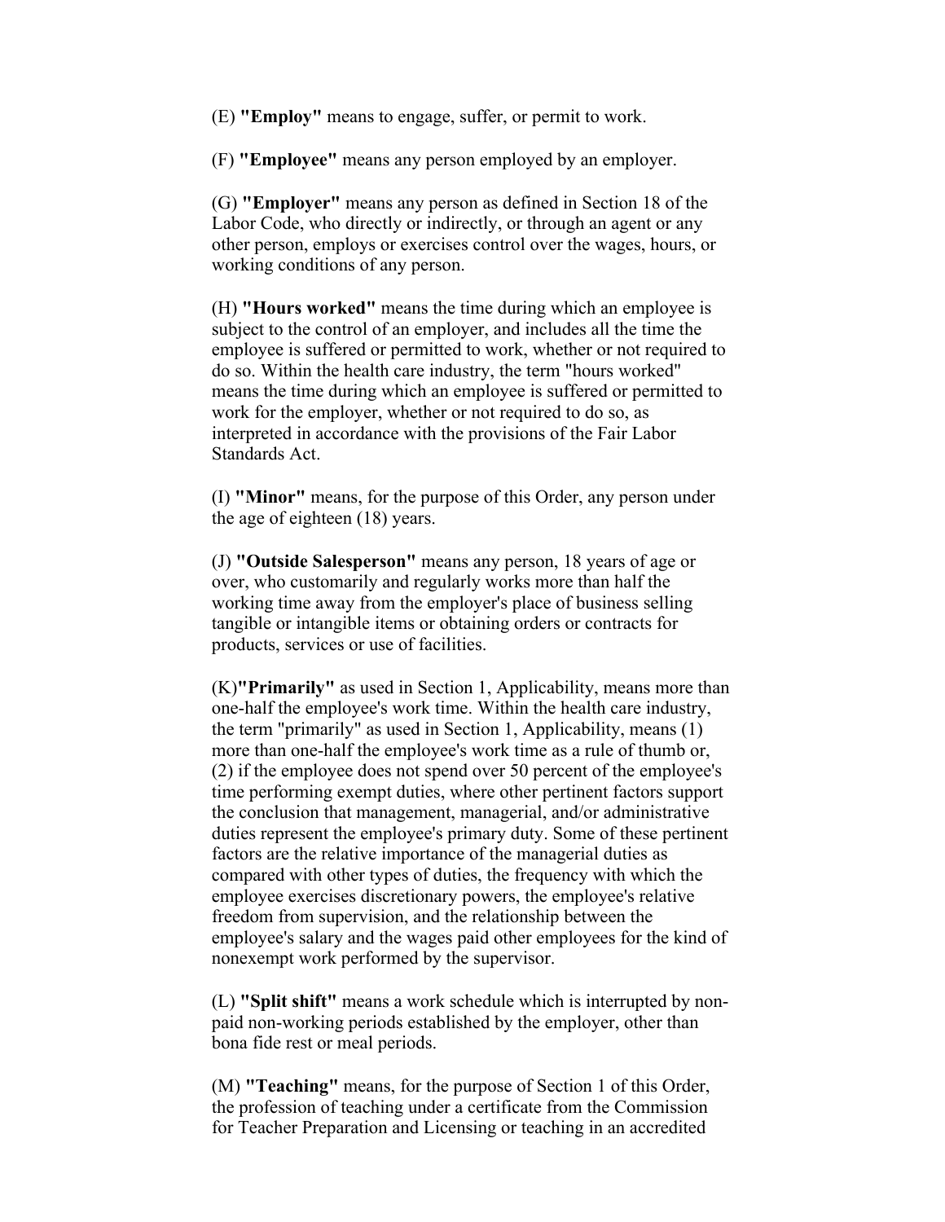(E) **"Employ"** means to engage, suffer, or permit to work.

(F) **"Employee"** means any person employed by an employer.

(G) **"Employer"** means any person as defined in Section 18 of the Labor Code, who directly or indirectly, or through an agent or any other person, employs or exercises control over the wages, hours, or working conditions of any person.

(H) **"Hours worked"** means the time during which an employee is subject to the control of an employer, and includes all the time the employee is suffered or permitted to work, whether or not required to do so. Within the health care industry, the term "hours worked" means the time during which an employee is suffered or permitted to work for the employer, whether or not required to do so, as interpreted in accordance with the provisions of the Fair Labor Standards Act.

(I) **"Minor"** means, for the purpose of this Order, any person under the age of eighteen (18) years.

(J) **"Outside Salesperson"** means any person, 18 years of age or over, who customarily and regularly works more than half the working time away from the employer's place of business selling tangible or intangible items or obtaining orders or contracts for products, services or use of facilities.

(K)**"Primarily"** as used in Section 1, Applicability, means more than one-half the employee's work time. Within the health care industry, the term "primarily" as used in Section 1, Applicability, means (1) more than one-half the employee's work time as a rule of thumb or, (2) if the employee does not spend over 50 percent of the employee's time performing exempt duties, where other pertinent factors support the conclusion that management, managerial, and/or administrative duties represent the employee's primary duty. Some of these pertinent factors are the relative importance of the managerial duties as compared with other types of duties, the frequency with which the employee exercises discretionary powers, the employee's relative freedom from supervision, and the relationship between the employee's salary and the wages paid other employees for the kind of nonexempt work performed by the supervisor.

(L) **"Split shift"** means a work schedule which is interrupted by non-paid non-working periods established by the employer, other than bona fide rest or meal periods.

(M) **"Teaching"** means, for the purpose of Section 1 of this Order, the profession of teaching under a certificate from the Commission for Teacher Preparation and Licensing or teaching in an accredited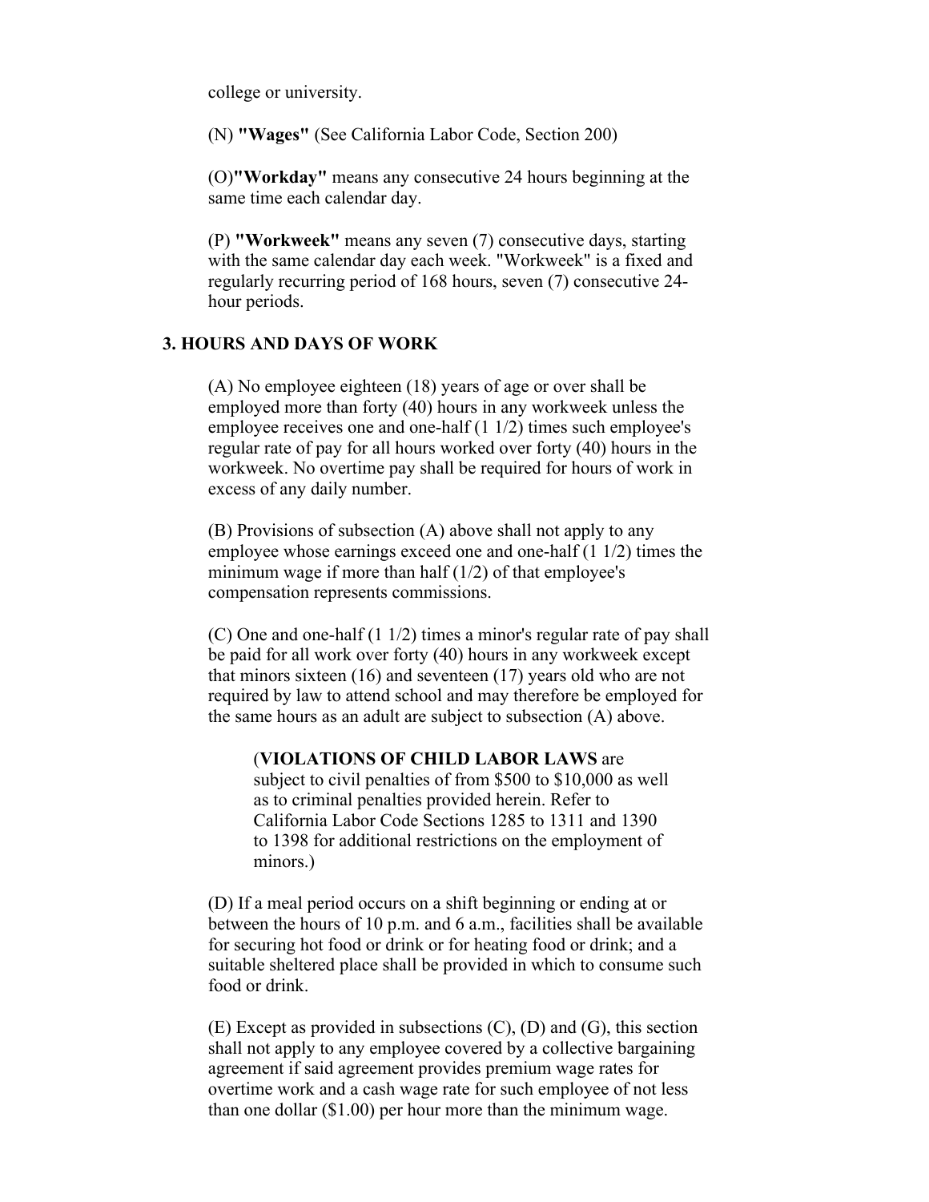college or university.

(N) **"Wages"** (See California Labor Code, Section 200)

(O)**"Workday"** means any consecutive 24 hours beginning at the same time each calendar day.

(P) **"Workweek"** means any seven (7) consecutive days, starting with the same calendar day each week. "Workweek" is a fixed and regularly recurring period of 168 hours, seven (7) consecutive 24-hour periods.

## 3. HOURS AND DAYS OF WORK

(A) No employee eighteen (18) years of age or over shall be employed more than forty (40) hours in any workweek unless the employee receives one and one-half (1 1/2) times such employee's regular rate of pay for all hours worked over forty (40) hours in the workweek. No overtime pay shall be required for hours of work in excess of any daily number.

(B) Provisions of subsection (A) above shall not apply to any employee whose earnings exceed one and one-half (1 1/2) times the minimum wage if more than half (1/2) of that employee's compensation represents commissions.

(C) One and one-half (1 1/2) times a minor's regular rate of pay shall be paid for all work over forty (40) hours in any workweek except that minors sixteen (16) and seventeen (17) years old who are not required by law to attend school and may therefore be employed for the same hours as an adult are subject to subsection (A) above.

> (**VIOLATIONS OF CHILD LABOR LAWS** are subject to civil penalties of from $500 to $10,000 as well as to criminal penalties provided herein. Refer to California Labor Code Sections 1285 to 1311 and 1390 to 1398 for additional restrictions on the employment of minors.)

(D) If a meal period occurs on a shift beginning or ending at or between the hours of 10 p.m. and 6 a.m., facilities shall be available for securing hot food or drink or for heating food or drink; and a suitable sheltered place shall be provided in which to consume such food or drink.

(E) Except as provided in subsections (C), (D) and (G), this section shall not apply to any employee covered by a collective bargaining agreement if said agreement provides premium wage rates for overtime work and a cash wage rate for such employee of not less than one dollar ($1.00) per hour more than the minimum wage.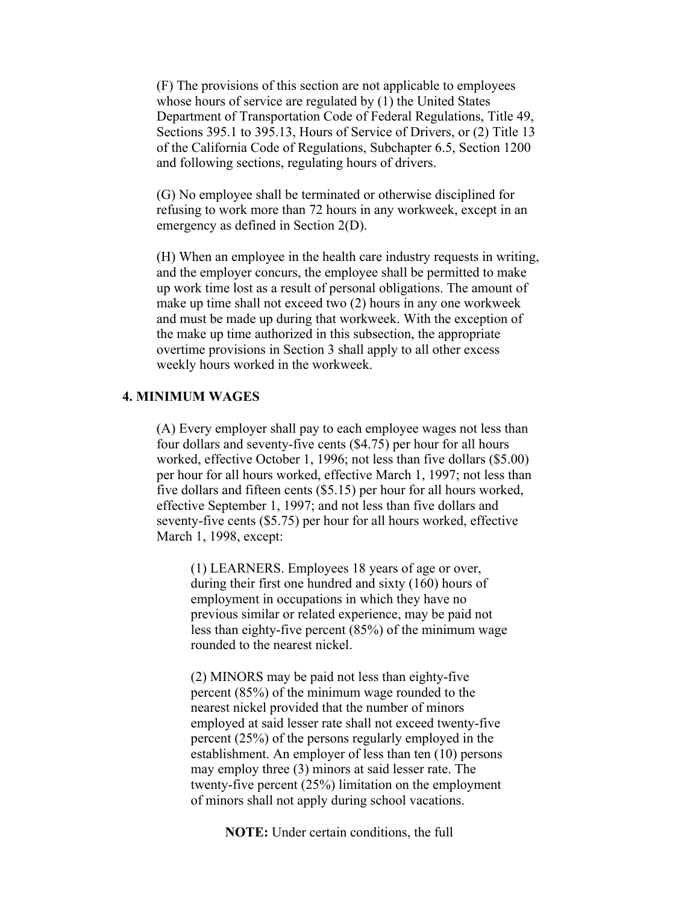(F) The provisions of this section are not applicable to employees whose hours of service are regulated by (1) the United States Department of Transportation Code of Federal Regulations, Title 49, Sections 395.1 to 395.13, Hours of Service of Drivers, or (2) Title 13 of the California Code of Regulations, Subchapter 6.5, Section 1200 and following sections, regulating hours of drivers.

(G) No employee shall be terminated or otherwise disciplined for refusing to work more than 72 hours in any workweek, except in an emergency as defined in Section 2(D).

(H) When an employee in the health care industry requests in writing, and the employer concurs, the employee shall be permitted to make up work time lost as a result of personal obligations. The amount of make up time shall not exceed two (2) hours in any one workweek and must be made up during that workweek. With the exception of the make up time authorized in this subsection, the appropriate overtime provisions in Section 3 shall apply to all other excess weekly hours worked in the workweek.

## 4. MINIMUM WAGES

(A) Every employer shall pay to each employee wages not less than four dollars and seventy-five cents ($4.75) per hour for all hours worked, effective October 1, 1996; not less than five dollars ($5.00) per hour for all hours worked, effective March 1, 1997; not less than five dollars and fifteen cents ($5.15) per hour for all hours worked, effective September 1, 1997; and not less than five dollars and seventy-five cents ($5.75) per hour for all hours worked, effective March 1, 1998, except:

(1) LEARNERS. Employees 18 years of age or over, during their first one hundred and sixty (160) hours of employment in occupations in which they have no previous similar or related experience, may be paid not less than eighty-five percent (85%) of the minimum wage rounded to the nearest nickel.

(2) MINORS may be paid not less than eighty-five percent (85%) of the minimum wage rounded to the nearest nickel provided that the number of minors employed at said lesser rate shall not exceed twenty-five percent (25%) of the persons regularly employed in the establishment. An employer of less than ten (10) persons may employ three (3) minors at said lesser rate. The twenty-five percent (25%) limitation on the employment of minors shall not apply during school vacations.

**NOTE:** Under certain conditions, the full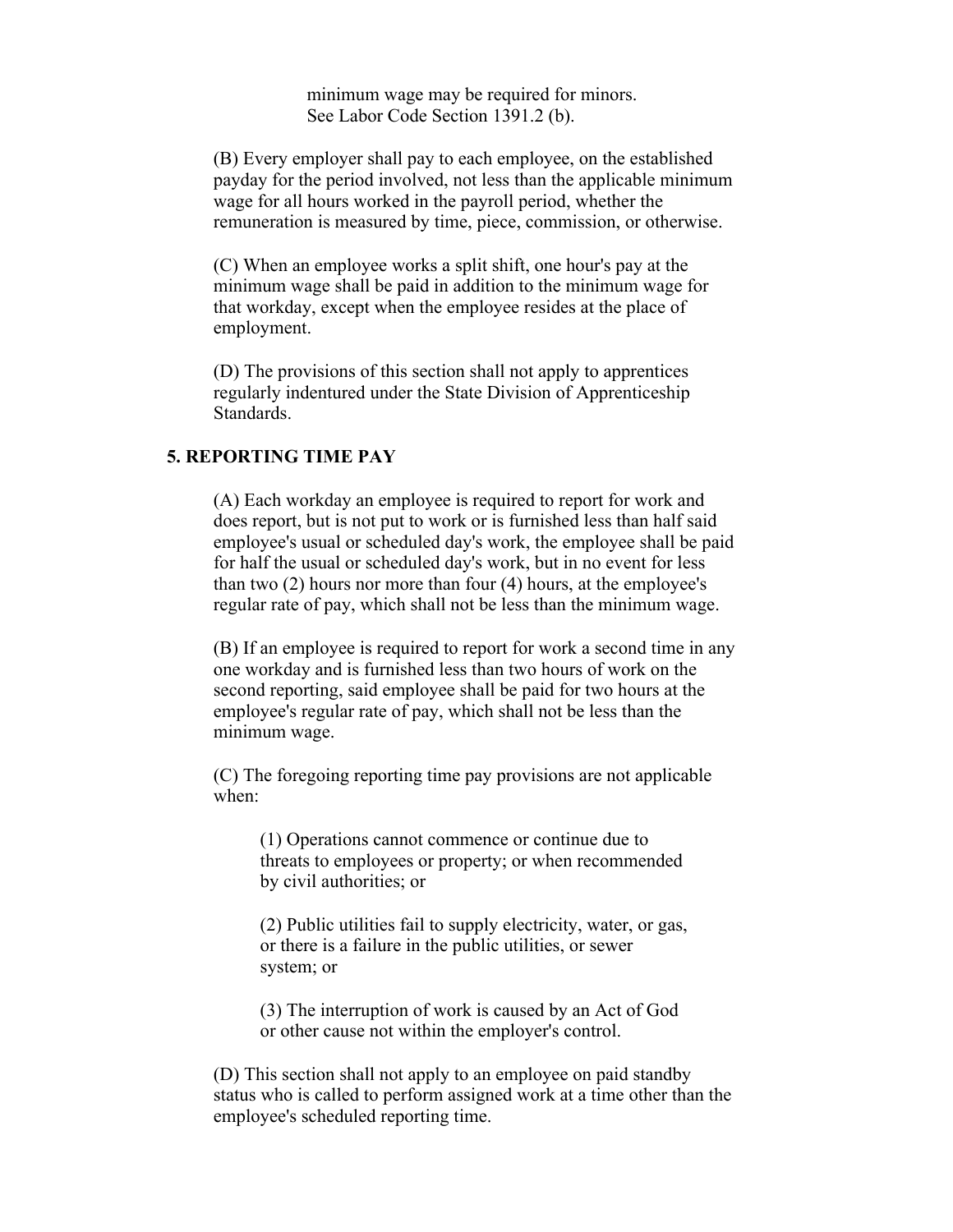minimum wage may be required for minors. See Labor Code Section 1391.2 (b).

(B) Every employer shall pay to each employee, on the established payday for the period involved, not less than the applicable minimum wage for all hours worked in the payroll period, whether the remuneration is measured by time, piece, commission, or otherwise.

(C) When an employee works a split shift, one hour's pay at the minimum wage shall be paid in addition to the minimum wage for that workday, except when the employee resides at the place of employment.

(D) The provisions of this section shall not apply to apprentices regularly indentured under the State Division of Apprenticeship Standards.

## 5. REPORTING TIME PAY

(A) Each workday an employee is required to report for work and does report, but is not put to work or is furnished less than half said employee's usual or scheduled day's work, the employee shall be paid for half the usual or scheduled day's work, but in no event for less than two (2) hours nor more than four (4) hours, at the employee's regular rate of pay, which shall not be less than the minimum wage.

(B) If an employee is required to report for work a second time in any one workday and is furnished less than two hours of work on the second reporting, said employee shall be paid for two hours at the employee's regular rate of pay, which shall not be less than the minimum wage.

(C) The foregoing reporting time pay provisions are not applicable when:

(1) Operations cannot commence or continue due to threats to employees or property; or when recommended by civil authorities; or

(2) Public utilities fail to supply electricity, water, or gas, or there is a failure in the public utilities, or sewer system; or

(3) The interruption of work is caused by an Act of God or other cause not within the employer's control.

(D) This section shall not apply to an employee on paid standby status who is called to perform assigned work at a time other than the employee's scheduled reporting time.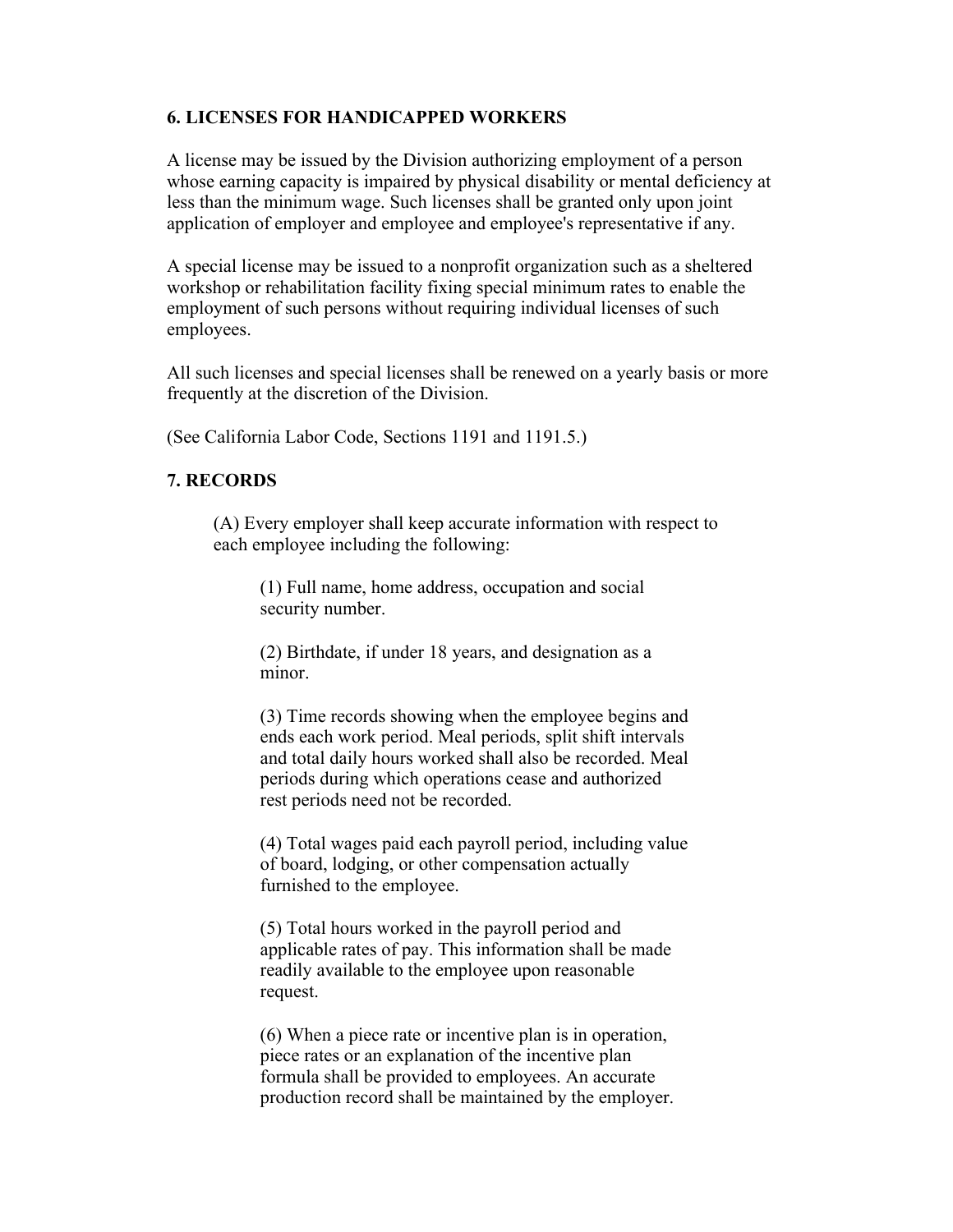## 6. LICENSES FOR HANDICAPPED WORKERS

A license may be issued by the Division authorizing employment of a person whose earning capacity is impaired by physical disability or mental deficiency at less than the minimum wage. Such licenses shall be granted only upon joint application of employer and employee and employee's representative if any.

A special license may be issued to a nonprofit organization such as a sheltered workshop or rehabilitation facility fixing special minimum rates to enable the employment of such persons without requiring individual licenses of such employees.

All such licenses and special licenses shall be renewed on a yearly basis or more frequently at the discretion of the Division.

(See California Labor Code, Sections 1191 and 1191.5.)

## 7. RECORDS

(A) Every employer shall keep accurate information with respect to each employee including the following:

(1) Full name, home address, occupation and social security number.

(2) Birthdate, if under 18 years, and designation as a minor.

(3) Time records showing when the employee begins and ends each work period. Meal periods, split shift intervals and total daily hours worked shall also be recorded. Meal periods during which operations cease and authorized rest periods need not be recorded.

(4) Total wages paid each payroll period, including value of board, lodging, or other compensation actually furnished to the employee.

(5) Total hours worked in the payroll period and applicable rates of pay. This information shall be made readily available to the employee upon reasonable request.

(6) When a piece rate or incentive plan is in operation, piece rates or an explanation of the incentive plan formula shall be provided to employees. An accurate production record shall be maintained by the employer.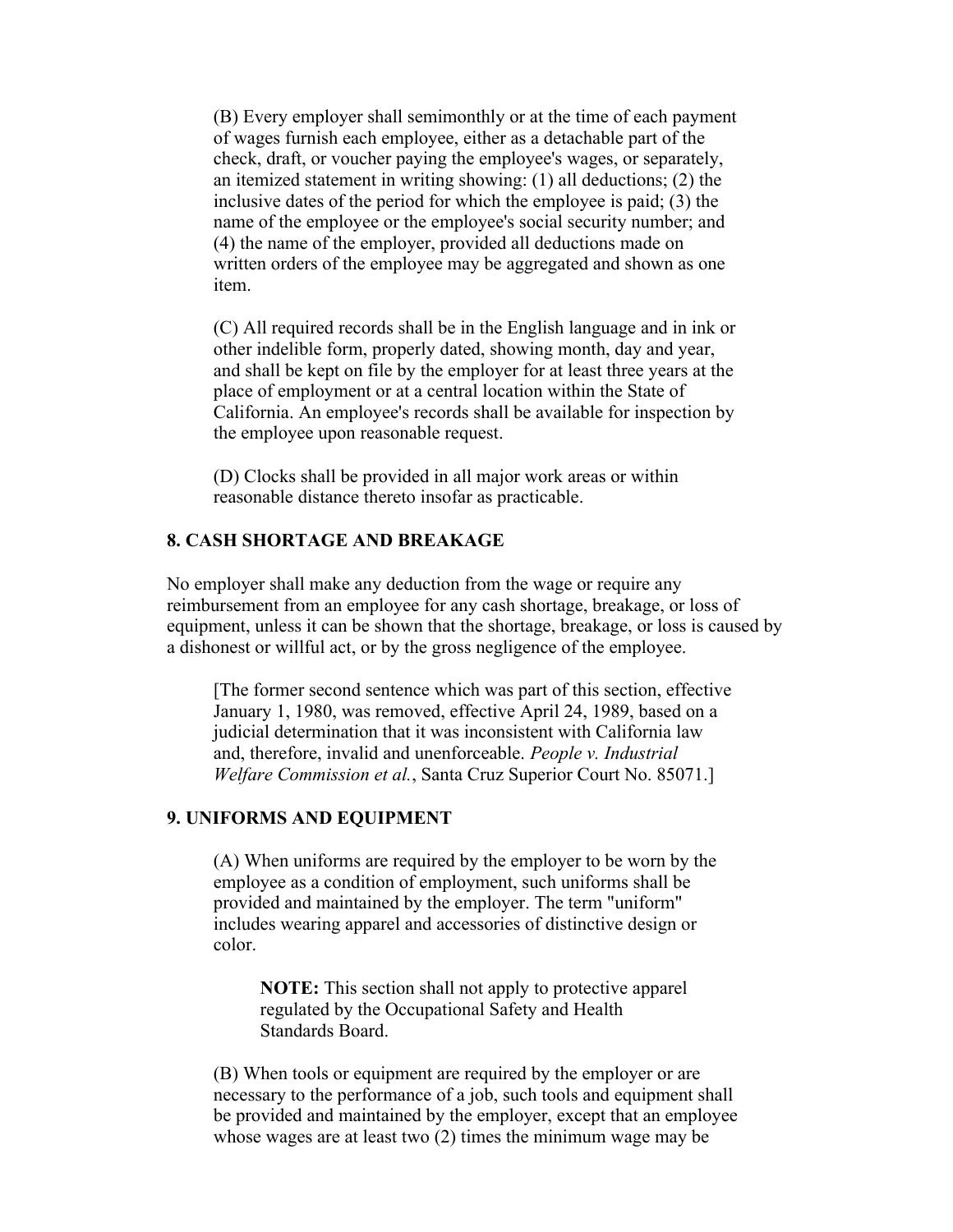(B) Every employer shall semimonthly or at the time of each payment of wages furnish each employee, either as a detachable part of the check, draft, or voucher paying the employee's wages, or separately, an itemized statement in writing showing: (1) all deductions; (2) the inclusive dates of the period for which the employee is paid; (3) the name of the employee or the employee's social security number; and (4) the name of the employer, provided all deductions made on written orders of the employee may be aggregated and shown as one item.

(C) All required records shall be in the English language and in ink or other indelible form, properly dated, showing month, day and year, and shall be kept on file by the employer for at least three years at the place of employment or at a central location within the State of California. An employee's records shall be available for inspection by the employee upon reasonable request.

(D) Clocks shall be provided in all major work areas or within reasonable distance thereto insofar as practicable.

### 8. CASH SHORTAGE AND BREAKAGE

No employer shall make any deduction from the wage or require any reimbursement from an employee for any cash shortage, breakage, or loss of equipment, unless it can be shown that the shortage, breakage, or loss is caused by a dishonest or willful act, or by the gross negligence of the employee.

[The former second sentence which was part of this section, effective January 1, 1980, was removed, effective April 24, 1989, based on a judicial determination that it was inconsistent with California law and, therefore, invalid and unenforceable. *People v. Industrial Welfare Commission et al.*, Santa Cruz Superior Court No. 85071.]

### 9. UNIFORMS AND EQUIPMENT

(A) When uniforms are required by the employer to be worn by the employee as a condition of employment, such uniforms shall be provided and maintained by the employer. The term "uniform" includes wearing apparel and accessories of distinctive design or color.

**NOTE:** This section shall not apply to protective apparel regulated by the Occupational Safety and Health Standards Board.

(B) When tools or equipment are required by the employer or are necessary to the performance of a job, such tools and equipment shall be provided and maintained by the employer, except that an employee whose wages are at least two (2) times the minimum wage may be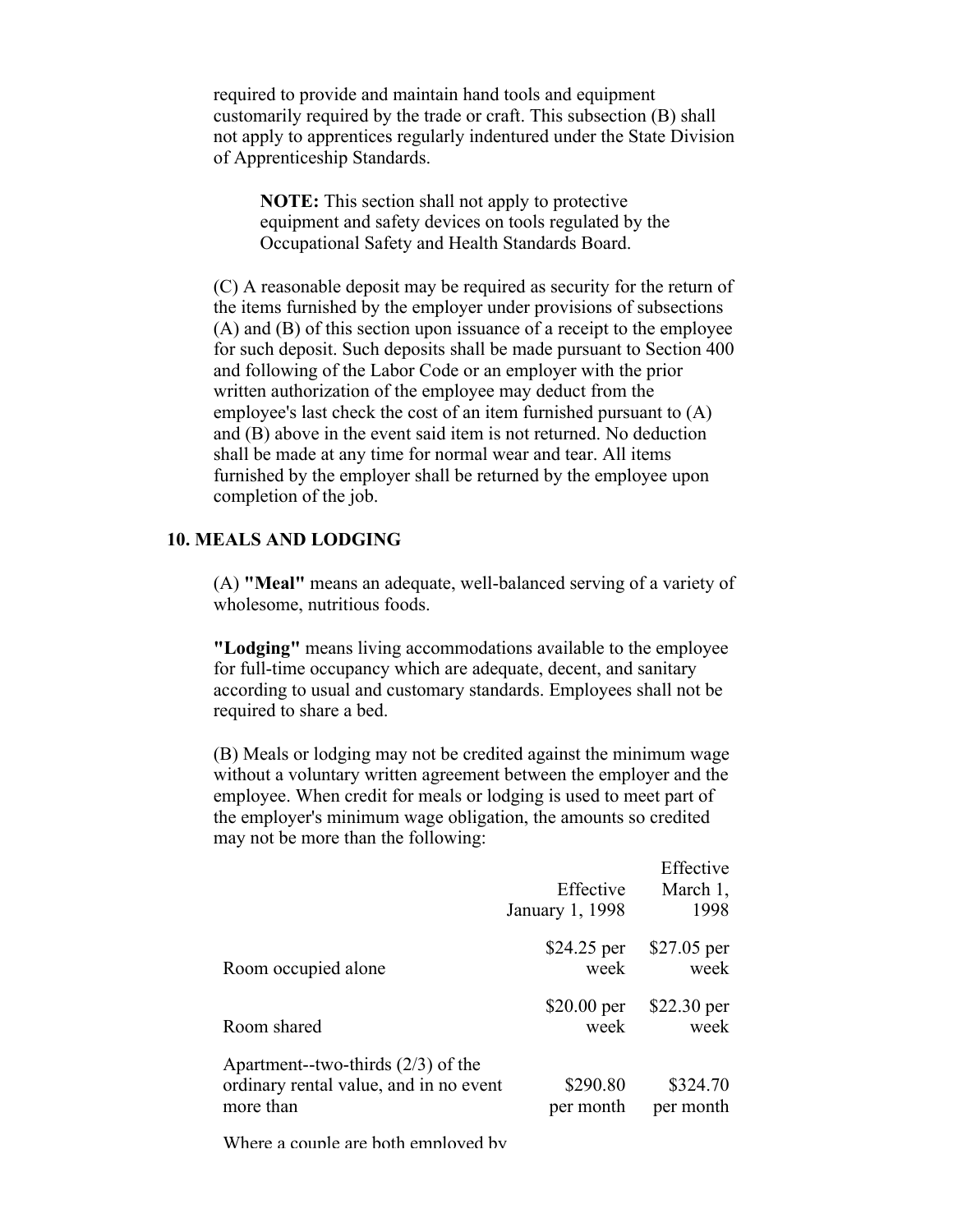required to provide and maintain hand tools and equipment customarily required by the trade or craft. This subsection (B) shall not apply to apprentices regularly indentured under the State Division of Apprenticeship Standards.

> **NOTE:** This section shall not apply to protective equipment and safety devices on tools regulated by the Occupational Safety and Health Standards Board.

(C) A reasonable deposit may be required as security for the return of the items furnished by the employer under provisions of subsections (A) and (B) of this section upon issuance of a receipt to the employee for such deposit. Such deposits shall be made pursuant to Section 400 and following of the Labor Code or an employer with the prior written authorization of the employee may deduct from the employee's last check the cost of an item furnished pursuant to (A) and (B) above in the event said item is not returned. No deduction shall be made at any time for normal wear and tear. All items furnished by the employer shall be returned by the employee upon completion of the job.

## 10. MEALS AND LODGING

(A) **"Meal"** means an adequate, well-balanced serving of a variety of wholesome, nutritious foods.

**"Lodging"** means living accommodations available to the employee for full-time occupancy which are adequate, decent, and sanitary according to usual and customary standards. Employees shall not be required to share a bed.

(B) Meals or lodging may not be credited against the minimum wage without a voluntary written agreement between the employer and the employee. When credit for meals or lodging is used to meet part of the employer's minimum wage obligation, the amounts so credited may not be more than the following:

| | Effective January 1, 1998 | Effective March 1, 1998 |
|---|---|---|
| Room occupied alone | $24.25 per week | $27.05 per week |
| Room shared | $20.00 per week | $22.30 per week |
| Apartment--two-thirds (2/3) of the ordinary rental value, and in no event more than | $290.80 per month | $324.70 per month |

Where a couple are both employed by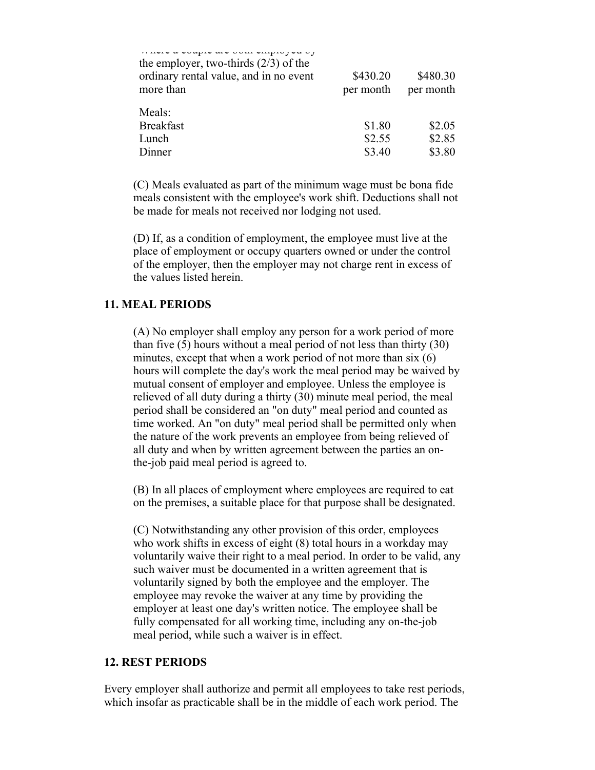| | | |
|---|---|---|
| Where a couple are both employed by the employer, two-thirds (2/3) of the ordinary rental value, and in no event more than | \$430.20 per month | \$480.30 per month |
| Meals: | | |
| Breakfast | \$1.80 | \$2.05 |
| Lunch | \$2.55 | \$2.85 |
| Dinner | \$3.40 | \$3.80 |

(C) Meals evaluated as part of the minimum wage must be bona fide meals consistent with the employee's work shift. Deductions shall not be made for meals not received nor lodging not used.

(D) If, as a condition of employment, the employee must live at the place of employment or occupy quarters owned or under the control of the employer, then the employer may not charge rent in excess of the values listed herein.

### 11. MEAL PERIODS

(A) No employer shall employ any person for a work period of more than five (5) hours without a meal period of not less than thirty (30) minutes, except that when a work period of not more than six (6) hours will complete the day's work the meal period may be waived by mutual consent of employer and employee. Unless the employee is relieved of all duty during a thirty (30) minute meal period, the meal period shall be considered an "on duty" meal period and counted as time worked. An "on duty" meal period shall be permitted only when the nature of the work prevents an employee from being relieved of all duty and when by written agreement between the parties an on-the-job paid meal period is agreed to.

(B) In all places of employment where employees are required to eat on the premises, a suitable place for that purpose shall be designated.

(C) Notwithstanding any other provision of this order, employees who work shifts in excess of eight (8) total hours in a workday may voluntarily waive their right to a meal period. In order to be valid, any such waiver must be documented in a written agreement that is voluntarily signed by both the employee and the employer. The employee may revoke the waiver at any time by providing the employer at least one day's written notice. The employee shall be fully compensated for all working time, including any on-the-job meal period, while such a waiver is in effect.

### 12. REST PERIODS

Every employer shall authorize and permit all employees to take rest periods, which insofar as practicable shall be in the middle of each work period. The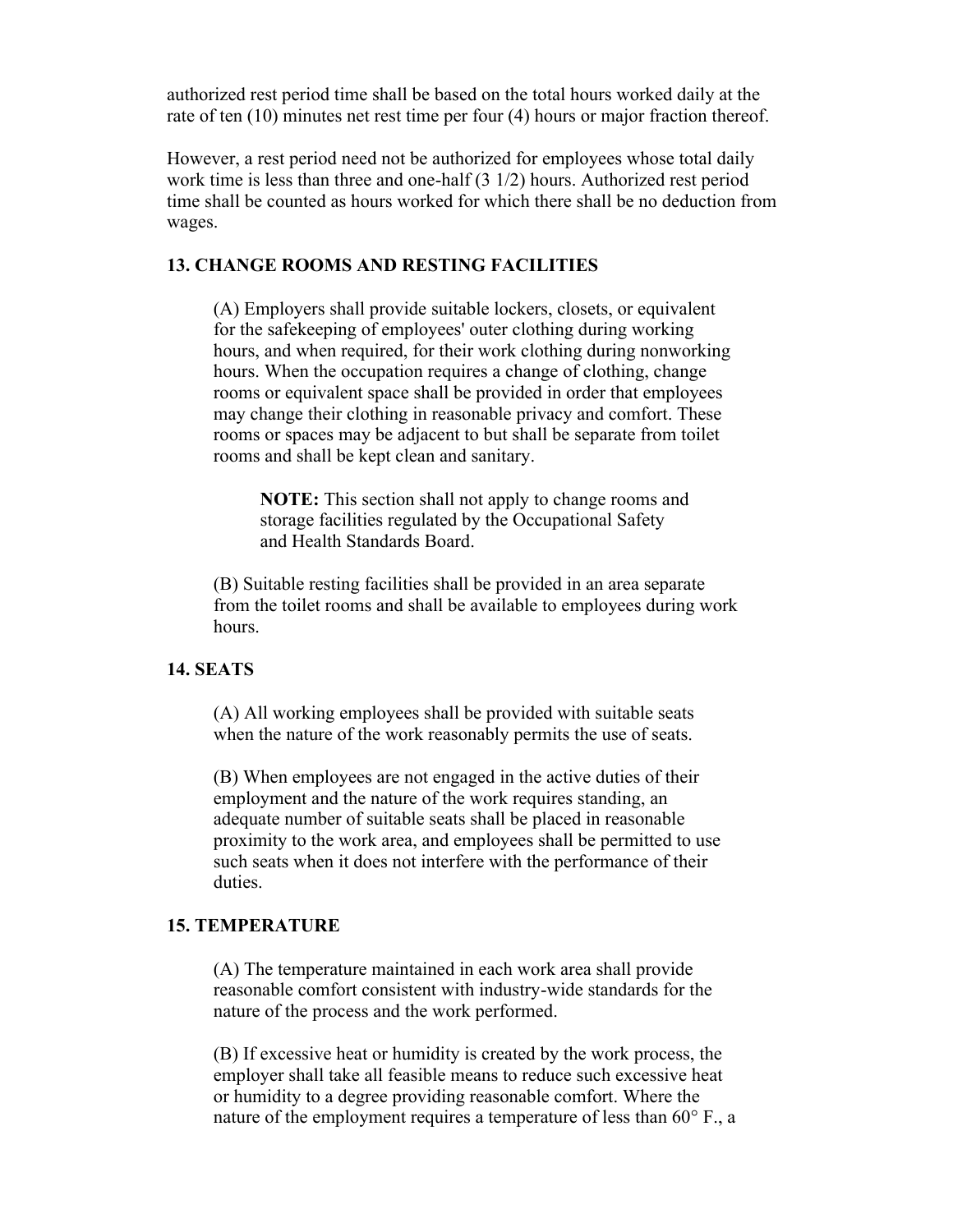authorized rest period time shall be based on the total hours worked daily at the rate of ten (10) minutes net rest time per four (4) hours or major fraction thereof.

However, a rest period need not be authorized for employees whose total daily work time is less than three and one-half (3 1/2) hours. Authorized rest period time shall be counted as hours worked for which there shall be no deduction from wages.

### 13. CHANGE ROOMS AND RESTING FACILITIES

(A) Employers shall provide suitable lockers, closets, or equivalent for the safekeeping of employees' outer clothing during working hours, and when required, for their work clothing during nonworking hours. When the occupation requires a change of clothing, change rooms or equivalent space shall be provided in order that employees may change their clothing in reasonable privacy and comfort. These rooms or spaces may be adjacent to but shall be separate from toilet rooms and shall be kept clean and sanitary.

> **NOTE:** This section shall not apply to change rooms and storage facilities regulated by the Occupational Safety and Health Standards Board.

(B) Suitable resting facilities shall be provided in an area separate from the toilet rooms and shall be available to employees during work hours.

### 14. SEATS

(A) All working employees shall be provided with suitable seats when the nature of the work reasonably permits the use of seats.

(B) When employees are not engaged in the active duties of their employment and the nature of the work requires standing, an adequate number of suitable seats shall be placed in reasonable proximity to the work area, and employees shall be permitted to use such seats when it does not interfere with the performance of their duties.

### 15. TEMPERATURE

(A) The temperature maintained in each work area shall provide reasonable comfort consistent with industry-wide standards for the nature of the process and the work performed.

(B) If excessive heat or humidity is created by the work process, the employer shall take all feasible means to reduce such excessive heat or humidity to a degree providing reasonable comfort. Where the nature of the employment requires a temperature of less than 60° F., a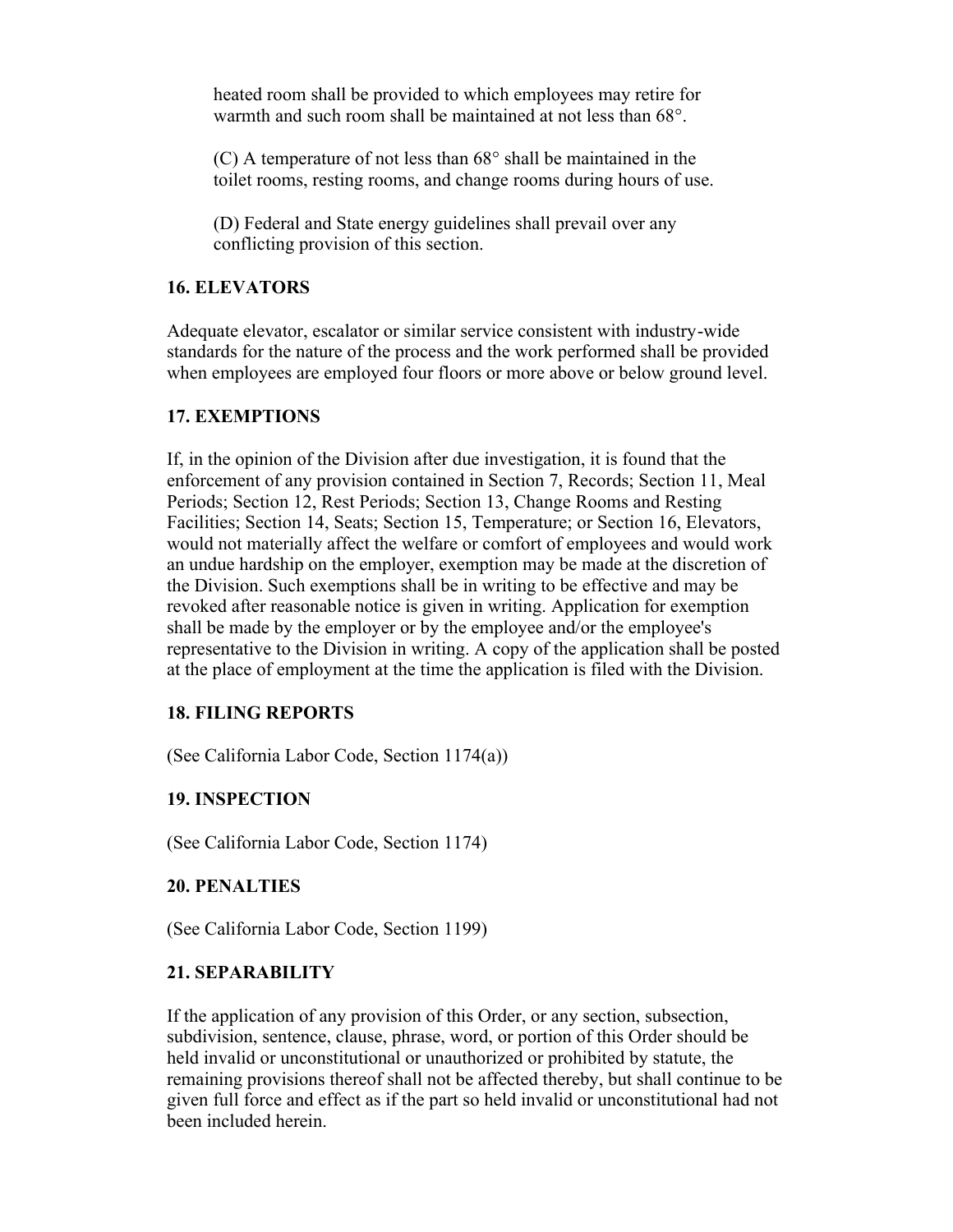heated room shall be provided to which employees may retire for warmth and such room shall be maintained at not less than 68°.

(C) A temperature of not less than 68° shall be maintained in the toilet rooms, resting rooms, and change rooms during hours of use.

(D) Federal and State energy guidelines shall prevail over any conflicting provision of this section.

### 16. ELEVATORS

Adequate elevator, escalator or similar service consistent with industry-wide standards for the nature of the process and the work performed shall be provided when employees are employed four floors or more above or below ground level.

### 17. EXEMPTIONS

If, in the opinion of the Division after due investigation, it is found that the enforcement of any provision contained in Section 7, Records; Section 11, Meal Periods; Section 12, Rest Periods; Section 13, Change Rooms and Resting Facilities; Section 14, Seats; Section 15, Temperature; or Section 16, Elevators, would not materially affect the welfare or comfort of employees and would work an undue hardship on the employer, exemption may be made at the discretion of the Division. Such exemptions shall be in writing to be effective and may be revoked after reasonable notice is given in writing. Application for exemption shall be made by the employer or by the employee and/or the employee's representative to the Division in writing. A copy of the application shall be posted at the place of employment at the time the application is filed with the Division.

### 18. FILING REPORTS

(See California Labor Code, Section 1174(a))

### 19. INSPECTION

(See California Labor Code, Section 1174)

### 20. PENALTIES

(See California Labor Code, Section 1199)

### 21. SEPARABILITY

If the application of any provision of this Order, or any section, subsection, subdivision, sentence, clause, phrase, word, or portion of this Order should be held invalid or unconstitutional or unauthorized or prohibited by statute, the remaining provisions thereof shall not be affected thereby, but shall continue to be given full force and effect as if the part so held invalid or unconstitutional had not been included herein.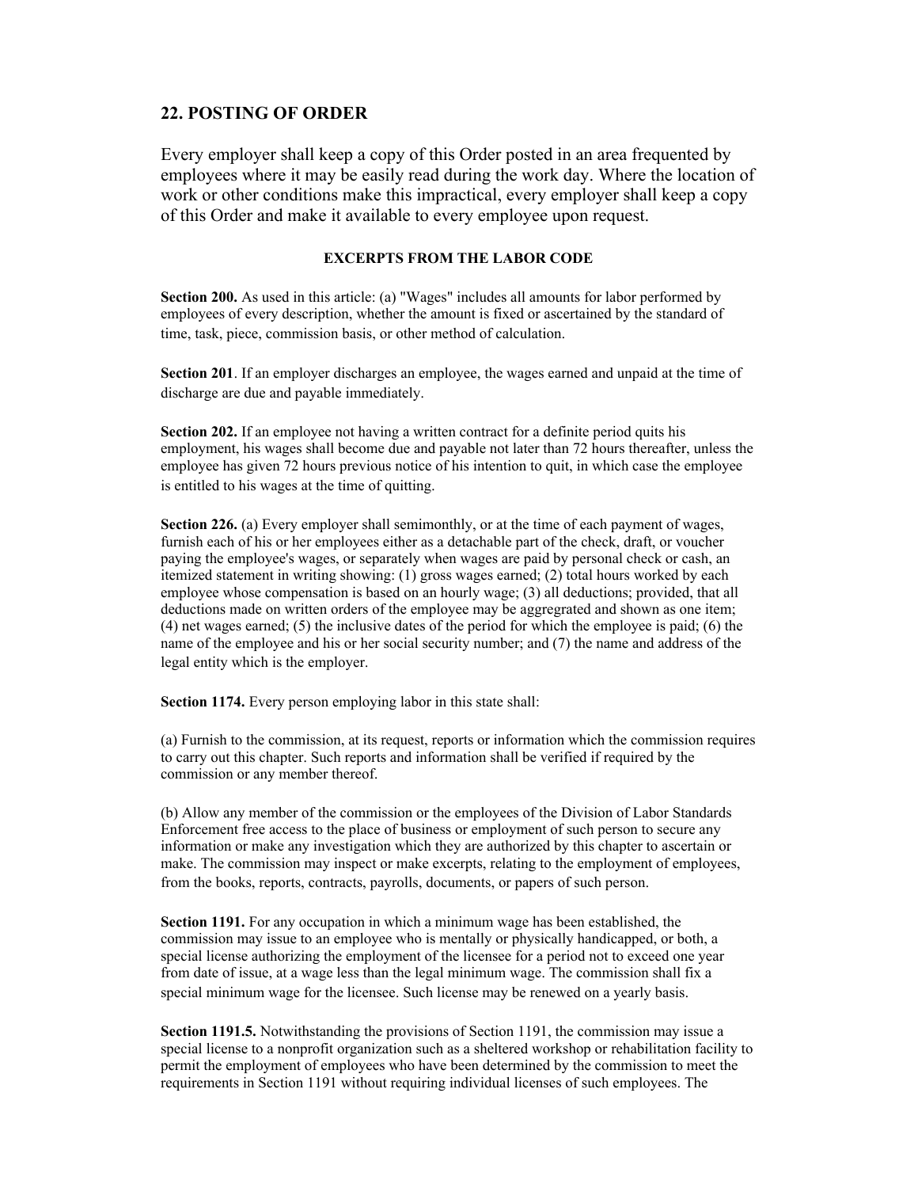## 22. POSTING OF ORDER

Every employer shall keep a copy of this Order posted in an area frequented by employees where it may be easily read during the work day. Where the location of work or other conditions make this impractical, every employer shall keep a copy of this Order and make it available to every employee upon request.

### EXCERPTS FROM THE LABOR CODE

**Section 200.** As used in this article: (a) "Wages" includes all amounts for labor performed by employees of every description, whether the amount is fixed or ascertained by the standard of time, task, piece, commission basis, or other method of calculation.

**Section 201**. If an employer discharges an employee, the wages earned and unpaid at the time of discharge are due and payable immediately.

**Section 202.** If an employee not having a written contract for a definite period quits his employment, his wages shall become due and payable not later than 72 hours thereafter, unless the employee has given 72 hours previous notice of his intention to quit, in which case the employee is entitled to his wages at the time of quitting.

**Section 226.** (a) Every employer shall semimonthly, or at the time of each payment of wages, furnish each of his or her employees either as a detachable part of the check, draft, or voucher paying the employee's wages, or separately when wages are paid by personal check or cash, an itemized statement in writing showing: (1) gross wages earned; (2) total hours worked by each employee whose compensation is based on an hourly wage; (3) all deductions; provided, that all deductions made on written orders of the employee may be aggregrated and shown as one item; (4) net wages earned; (5) the inclusive dates of the period for which the employee is paid; (6) the name of the employee and his or her social security number; and (7) the name and address of the legal entity which is the employer.

**Section 1174.** Every person employing labor in this state shall:

(a) Furnish to the commission, at its request, reports or information which the commission requires to carry out this chapter. Such reports and information shall be verified if required by the commission or any member thereof.

(b) Allow any member of the commission or the employees of the Division of Labor Standards Enforcement free access to the place of business or employment of such person to secure any information or make any investigation which they are authorized by this chapter to ascertain or make. The commission may inspect or make excerpts, relating to the employment of employees, from the books, reports, contracts, payrolls, documents, or papers of such person.

**Section 1191.** For any occupation in which a minimum wage has been established, the commission may issue to an employee who is mentally or physically handicapped, or both, a special license authorizing the employment of the licensee for a period not to exceed one year from date of issue, at a wage less than the legal minimum wage. The commission shall fix a special minimum wage for the licensee. Such license may be renewed on a yearly basis.

**Section 1191.5.** Notwithstanding the provisions of Section 1191, the commission may issue a special license to a nonprofit organization such as a sheltered workshop or rehabilitation facility to permit the employment of employees who have been determined by the commission to meet the requirements in Section 1191 without requiring individual licenses of such employees. The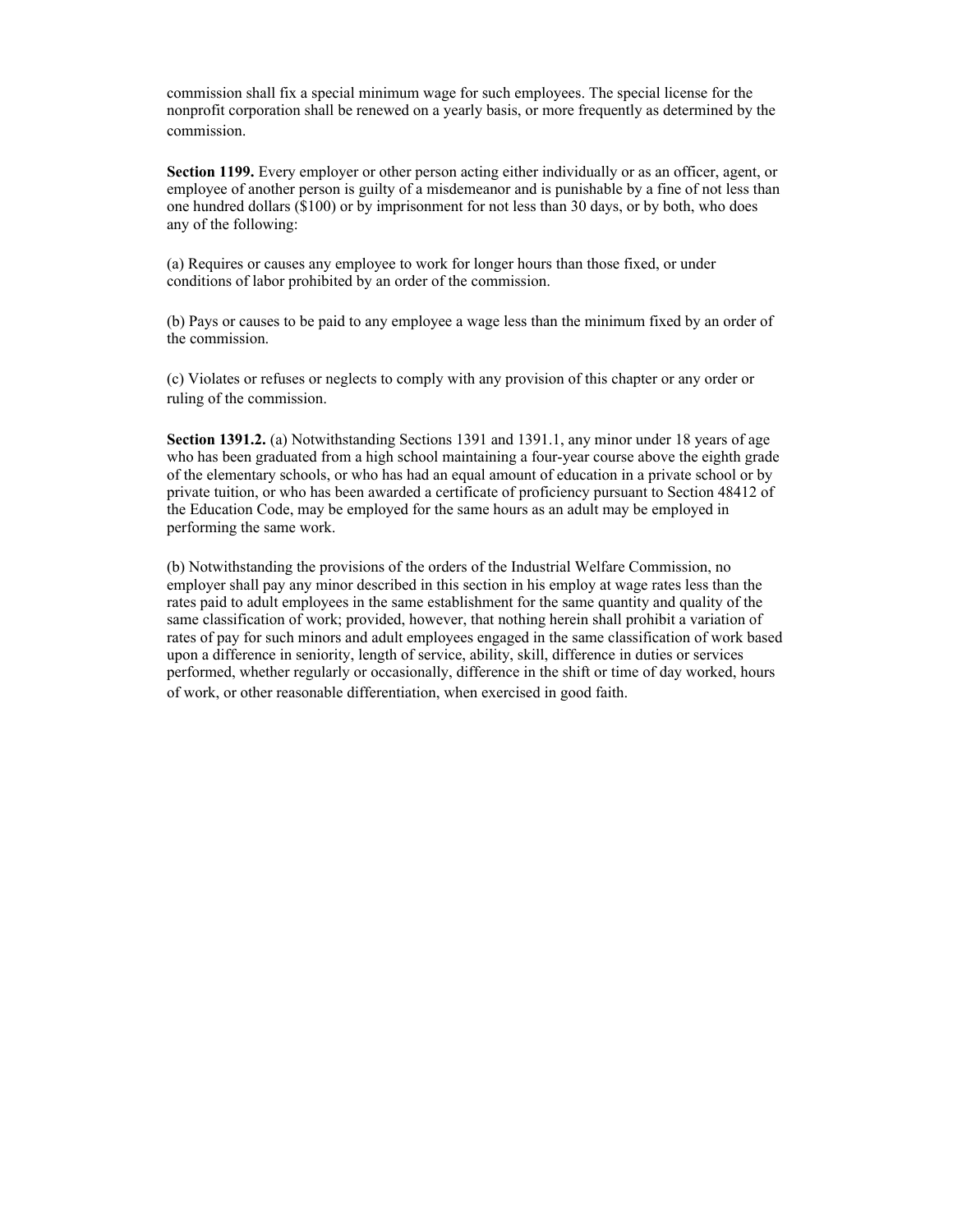commission shall fix a special minimum wage for such employees. The special license for the nonprofit corporation shall be renewed on a yearly basis, or more frequently as determined by the commission.

**Section 1199.** Every employer or other person acting either individually or as an officer, agent, or employee of another person is guilty of a misdemeanor and is punishable by a fine of not less than one hundred dollars ($100) or by imprisonment for not less than 30 days, or by both, who does any of the following:

(a) Requires or causes any employee to work for longer hours than those fixed, or under conditions of labor prohibited by an order of the commission.

(b) Pays or causes to be paid to any employee a wage less than the minimum fixed by an order of the commission.

(c) Violates or refuses or neglects to comply with any provision of this chapter or any order or ruling of the commission.

**Section 1391.2.** (a) Notwithstanding Sections 1391 and 1391.1, any minor under 18 years of age who has been graduated from a high school maintaining a four-year course above the eighth grade of the elementary schools, or who has had an equal amount of education in a private school or by private tuition, or who has been awarded a certificate of proficiency pursuant to Section 48412 of the Education Code, may be employed for the same hours as an adult may be employed in performing the same work.

(b) Notwithstanding the provisions of the orders of the Industrial Welfare Commission, no employer shall pay any minor described in this section in his employ at wage rates less than the rates paid to adult employees in the same establishment for the same quantity and quality of the same classification of work; provided, however, that nothing herein shall prohibit a variation of rates of pay for such minors and adult employees engaged in the same classification of work based upon a difference in seniority, length of service, ability, skill, difference in duties or services performed, whether regularly or occasionally, difference in the shift or time of day worked, hours of work, or other reasonable differentiation, when exercised in good faith.